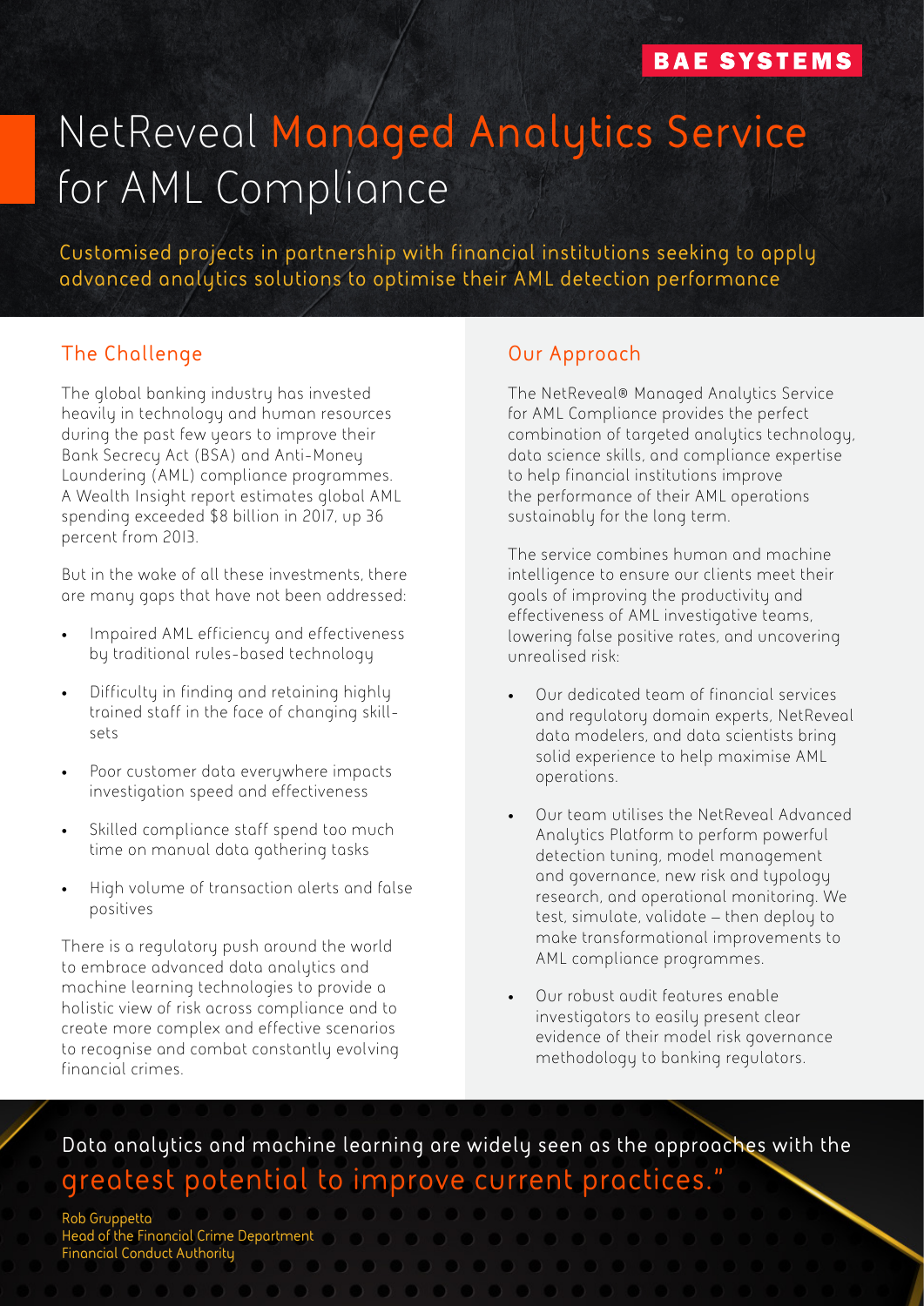BAE SYSTEMS

# NetReveal Managed Analytics Service for AML Compliance

Customised projects in partnership with financial institutions seeking to apply advanced analytics solutions to optimise their AML detection performance

## The Challenge

The global banking industry has invested heavily in technology and human resources during the past few years to improve their Bank Secrecy Act (BSA) and Anti-Money Laundering (AML) compliance programmes. A Wealth Insight report estimates global AML spending exceeded $8 billion in 2017, up 36 percent from 2013.

But in the wake of all these investments, there are many gaps that have not been addressed:

- Impaired AML efficiency and effectiveness by traditional rules-based technology
- Difficulty in finding and retaining highly trained staff in the face of changing skill-sets
- Poor customer data everywhere impacts investigation speed and effectiveness
- Skilled compliance staff spend too much time on manual data gathering tasks
- High volume of transaction alerts and false positives

There is a regulatory push around the world to embrace advanced data analytics and machine learning technologies to provide a holistic view of risk across compliance and to create more complex and effective scenarios to recognise and combat constantly evolving financial crimes.

## Our Approach

The NetReveal® Managed Analytics Service for AML Compliance provides the perfect combination of targeted analytics technology, data science skills, and compliance expertise to help financial institutions improve the performance of their AML operations sustainably for the long term.

The service combines human and machine intelligence to ensure our clients meet their goals of improving the productivity and effectiveness of AML investigative teams, lowering false positive rates, and uncovering unrealised risk:

- Our dedicated team of financial services and regulatory domain experts, NetReveal data modelers, and data scientists bring solid experience to help maximise AML operations.
- Our team utilises the NetReveal Advanced Analytics Platform to perform powerful detection tuning, model management and governance, new risk and typology research, and operational monitoring. We test, simulate, validate – then deploy to make transformational improvements to AML compliance programmes.
- Our robust audit features enable investigators to easily present clear evidence of their model risk governance methodology to banking regulators.

Data analytics and machine learning are widely seen as the approaches with the greatest potential to improve current practices."

Rob Gruppetta
Head of the Financial Crime Department
Financial Conduct Authority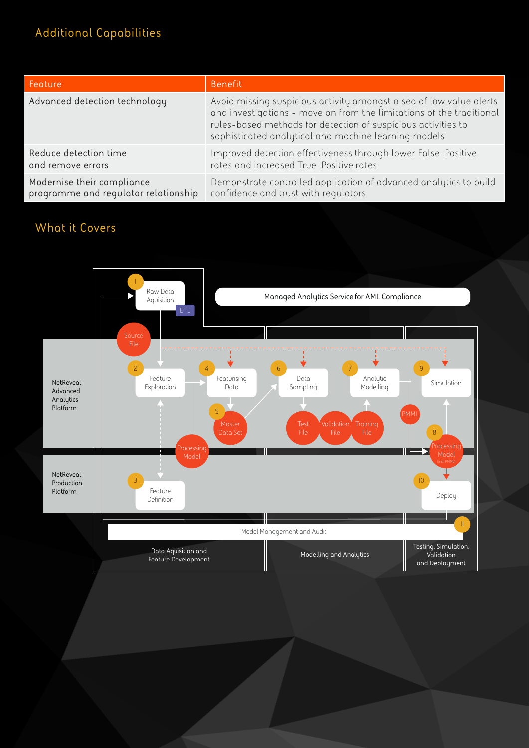## Additional Capabilities

| Feature | Benefit |
| --- | --- |
| Advanced detection technology | Avoid missing suspicious activity amongst a sea of low value alerts and investigations - move on from the limitations of the traditional rules-based methods for detection of suspicious activities to sophisticated analytical and machine learning models |
| Reduce detection time and remove errors | Improved detection effectiveness through lower False-Positive rates and increased True-Positive rates |
| Modernise their compliance programme and regulator relationship | Demonstrate controlled application of advanced analytics to build confidence and trust with regulators |

## What it Covers

Managed Analytics Service for AML Compliance

NetReveal Advanced Analytics Platform

NetReveal Production Platform

1 Raw Data Aquisition (ETL)

Source File

2 Feature Exploration

3 Feature Definition

4 Featurising Data

5 Master Data Set

Processing Model

6 Data Sampling

Test File

Validation File

Training File

7 Analytic Modelling

PMML

8 Processing Model (incl. PMML)

9 Simulation

10 Deploy

11 Model Management and Audit

Data Aquisition and Feature Development

Modelling and Analytics

Testing, Simulation, Validation and Deployment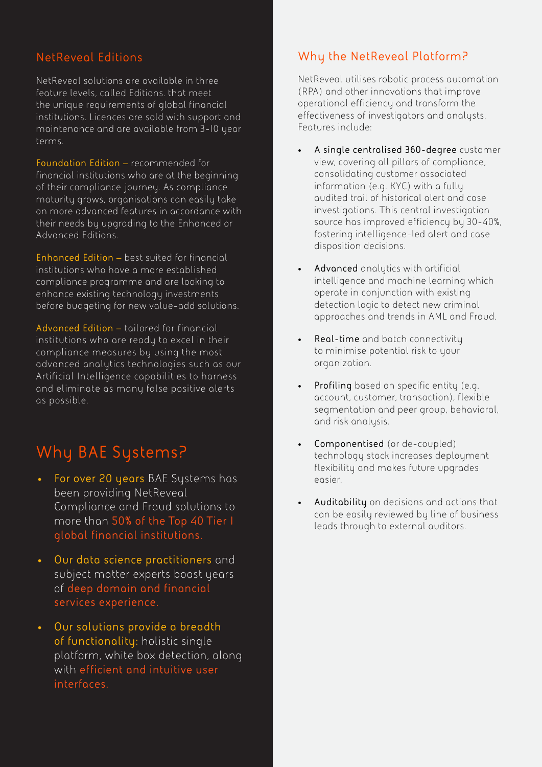## NetReveal Editions

NetReveal solutions are available in three feature levels, called Editions. that meet the unique requirements of global financial institutions. Licences are sold with support and maintenance and are available from 3-10 year terms.

**Foundation Edition** – recommended for financial institutions who are at the beginning of their compliance journey. As compliance maturity grows, organisations can easily take on more advanced features in accordance with their needs by upgrading to the Enhanced or Advanced Editions.

**Enhanced Edition** – best suited for financial institutions who have a more established compliance programme and are looking to enhance existing technology investments before budgeting for new value-add solutions.

**Advanced Edition** – tailored for financial institutions who are ready to excel in their compliance measures by using the most advanced analytics technologies such as our Artificial Intelligence capabilities to harness and eliminate as many false positive alerts as possible.

## Why BAE Systems?

- **For over 20 years** BAE Systems has been providing NetReveal Compliance and Fraud solutions to more than **50% of the Top 40 Tier I global financial institutions.**
- **Our data science practitioners** and subject matter experts boast years of **deep domain and financial services experience.**
- **Our solutions provide a breadth of functionality:** holistic single platform, white box detection, along with **efficient and intuitive user interfaces.**

## Why the NetReveal Platform?

NetReveal utilises robotic process automation (RPA) and other innovations that improve operational efficiency and transform the effectiveness of investigators and analysts. Features include:

- **A single centralised 360-degree** customer view, covering all pillars of compliance, consolidating customer associated information (e.g. KYC) with a fully audited trail of historical alert and case investigations. This central investigation source has improved efficiency by 30-40%, fostering intelligence-led alert and case disposition decisions.
- **Advanced** analytics with artificial intelligence and machine learning which operate in conjunction with existing detection logic to detect new criminal approaches and trends in AML and Fraud.
- **Real-time** and batch connectivity to minimise potential risk to your organization.
- **Profiling** based on specific entity (e.g. account, customer, transaction), flexible segmentation and peer group, behavioral, and risk analysis.
- **Componentised** (or de-coupled) technology stack increases deployment flexibility and makes future upgrades easier.
- **Auditability** on decisions and actions that can be easily reviewed by line of business leads through to external auditors.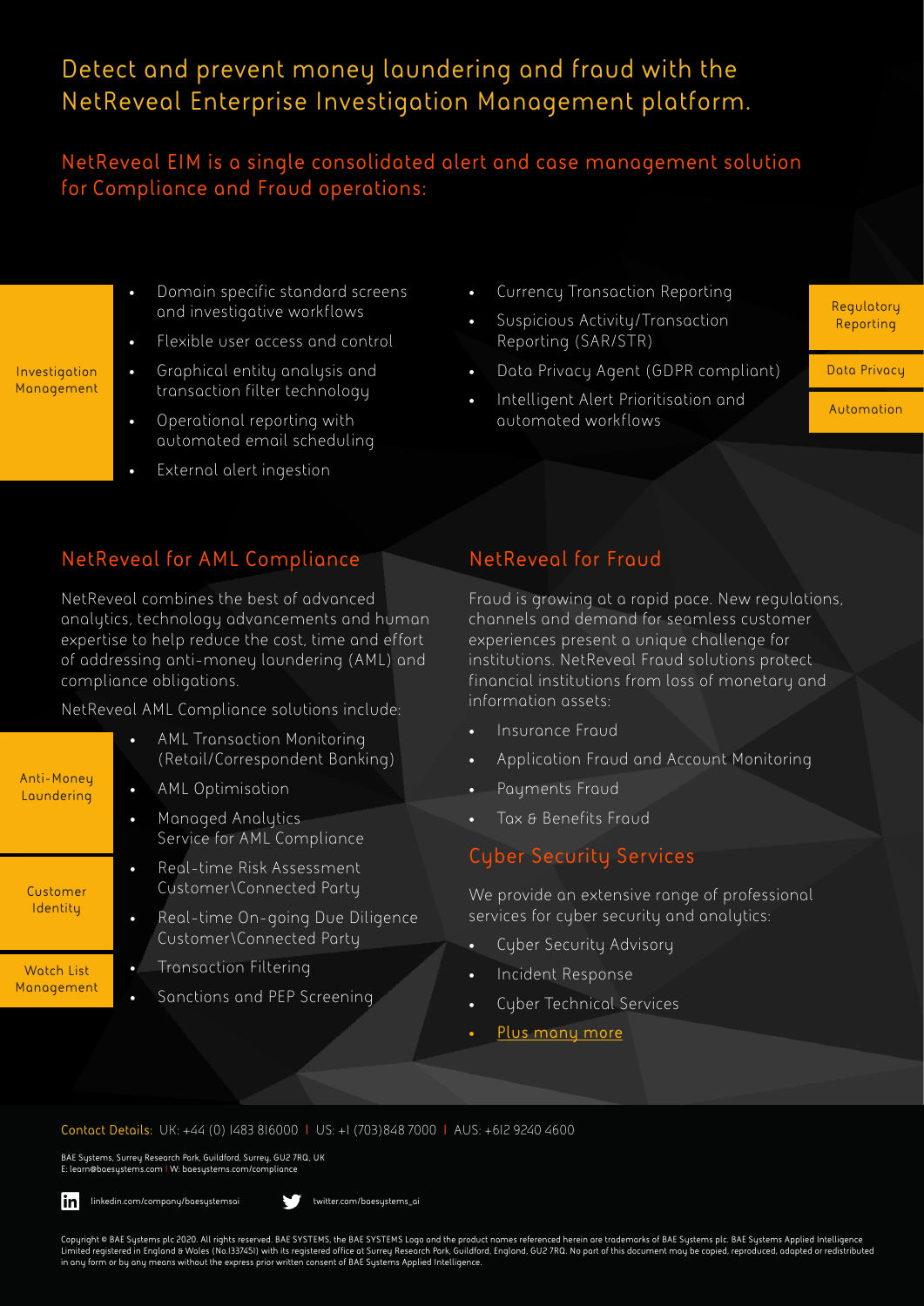# Detect and prevent money laundering and fraud with the NetReveal Enterprise Investigation Management platform.

## NetReveal EIM is a single consolidated alert and case management solution for Compliance and Fraud operations:

Investigation Management

- Domain specific standard screens and investigative workflows
- Flexible user access and control
- Graphical entity analysis and transaction filter technology
- Operational reporting with automated email scheduling
- External alert ingestion

Regulatory Reporting | Data Privacy | Automation

- Currency Transaction Reporting
- Suspicious Activity/Transaction Reporting (SAR/STR)
- Data Privacy Agent (GDPR compliant)
- Intelligent Alert Prioritisation and automated workflows

## NetReveal for AML Compliance

NetReveal combines the best of advanced analytics, technology advancements and human expertise to help reduce the cost, time and effort of addressing anti-money laundering (AML) and compliance obligations.

NetReveal AML Compliance solutions include:

Anti-Money Laundering

- AML Transaction Monitoring (Retail/Correspondent Banking)
- AML Optimisation
- Managed Analytics Service for AML Compliance

Customer Identity

- Real-time Risk Assessment Customer\Connected Party
- Real-time On-going Due Diligence Customer\Connected Party

Watch List Management

- Transaction Filtering
- Sanctions and PEP Screening

## NetReveal for Fraud

Fraud is growing at a rapid pace. New regulations, channels and demand for seamless customer experiences present a unique challenge for institutions. NetReveal Fraud solutions protect financial institutions from loss of monetary and information assets:

- Insurance Fraud
- Application Fraud and Account Monitoring
- Payments Fraud
- Tax & Benefits Fraud

## Cyber Security Services

We provide an extensive range of professional services for cyber security and analytics:

- Cyber Security Advisory
- Incident Response
- Cyber Technical Services
- Plus many more

**Contact Details:** UK: +44 (0) 1483 816000 | US: +1 (703)848 7000 | AUS: +612 9240 4600

BAE Systems, Surrey Research Park, Guildford, Surrey, GU2 7RQ, UK
E: learn@baesystems.com | W: baesystems.com/compliance

linkedin.com/company/baesystemsai

twitter.com/baesystems_ai

Copyright © BAE Systems plc 2020. All rights reserved. BAE SYSTEMS, the BAE SYSTEMS Logo and the product names referenced herein are trademarks of BAE Systems plc. BAE Systems Applied Intelligence Limited registered in England & Wales (No.1337451) with its registered office at Surrey Research Park, Guildford, England, GU2 7RQ. No part of this document may be copied, reproduced, adapted or redistributed in any form or by any means without the express prior written consent of BAE Systems Applied Intelligence.